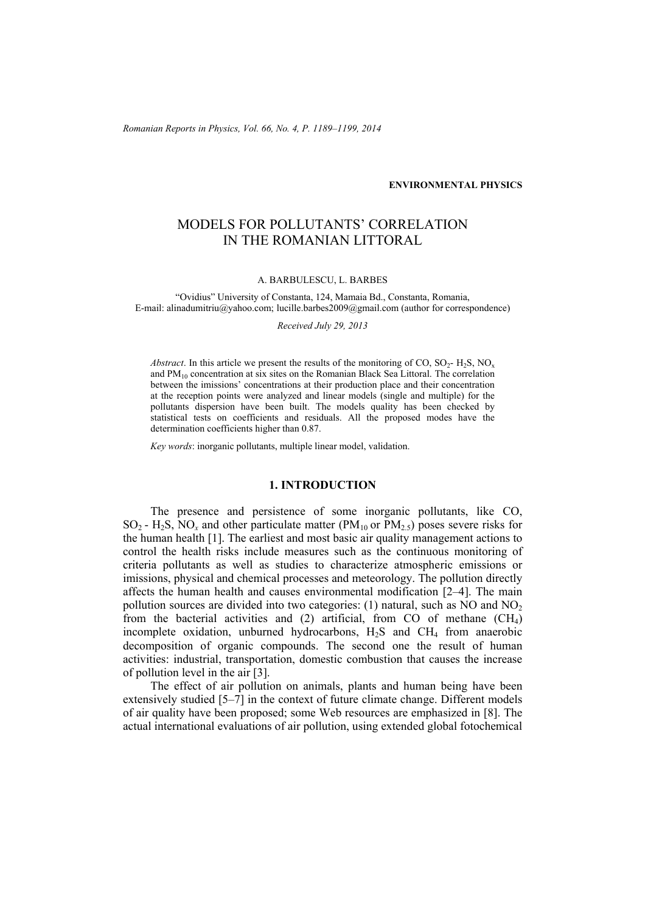ENVIRONMENTAL PHYSICS

# MODELS FOR POLLUTANTS' CORRELATION IN THE ROMANIAN LITTORAL

A. BARBULESCU, L. BARBES

"Ovidius" University of Constanta, 124, Mamaia Bd., Constanta, Romania,
E-mail: alinadumitriu@yahoo.com; lucille.barbes2009@gmail.com (author for correspondence)

*Received July 29, 2013*

*Abstract*. In this article we present the results of the monitoring of CO, $SO_2$- $H_2S$, $NO_x$ and $PM_{10}$ concentration at six sites on the Romanian Black Sea Littoral. The correlation between the imissions' concentrations at their production place and their concentration at the reception points were analyzed and linear models (single and multiple) for the pollutants dispersion have been built. The models quality has been checked by statistical tests on coefficients and residuals. All the proposed modes have the determination coefficients higher than 0.87.

*Key words*: inorganic pollutants, multiple linear model, validation.

## 1. INTRODUCTION

The presence and persistence of some inorganic pollutants, like CO, $SO_2$ - $H_2S$, $NO_x$ and other particulate matter ($PM_{10}$ or $PM_{2.5}$) poses severe risks for the human health [1]. The earliest and most basic air quality management actions to control the health risks include measures such as the continuous monitoring of criteria pollutants as well as studies to characterize atmospheric emissions or imissions, physical and chemical processes and meteorology. The pollution directly affects the human health and causes environmental modification [2–4]. The main pollution sources are divided into two categories: (1) natural, such as NO and $NO_2$ from the bacterial activities and (2) artificial, from CO of methane ($CH_4$) incomplete oxidation, unburned hydrocarbons, $H_2S$ and $CH_4$ from anaerobic decomposition of organic compounds. The second one the result of human activities: industrial, transportation, domestic combustion that causes the increase of pollution level in the air [3].

The effect of air pollution on animals, plants and human being have been extensively studied [5–7] in the context of future climate change. Different models of air quality have been proposed; some Web resources are emphasized in [8]. The actual international evaluations of air pollution, using extended global fotochemical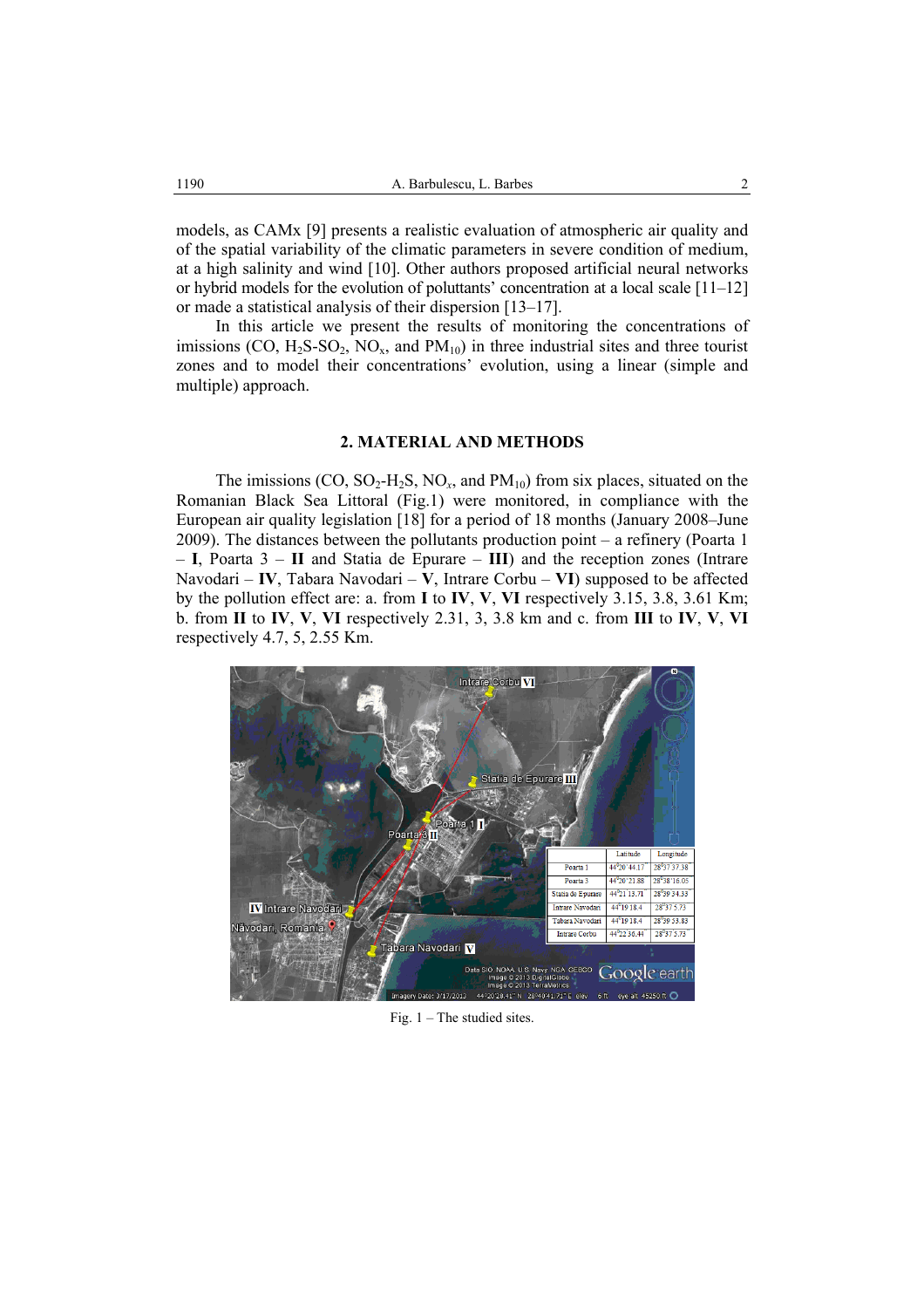models, as CAMx [9] presents a realistic evaluation of atmospheric air quality and of the spatial variability of the climatic parameters in severe condition of medium, at a high salinity and wind [10]. Other authors proposed artificial neural networks or hybrid models for the evolution of poluttants' concentration at a local scale [11–12] or made a statistical analysis of their dispersion [13–17].

In this article we present the results of monitoring the concentrations of imissions (CO, $H_2S$-$SO_2$, $NO_x$, and $PM_{10}$) in three industrial sites and three tourist zones and to model their concentrations' evolution, using a linear (simple and multiple) approach.

## 2. MATERIAL AND METHODS

The imissions (CO, $SO_2$-$H_2S$, $NO_x$, and $PM_{10}$) from six places, situated on the Romanian Black Sea Littoral (Fig.1) were monitored, in compliance with the European air quality legislation [18] for a period of 18 months (January 2008–June 2009). The distances between the pollutants production point – a refinery (Poarta 1 – **I**, Poarta 3 – **II** and Statia de Epurare – **III**) and the reception zones (Intrare Navodari – **IV**, Tabara Navodari – **V**, Intrare Corbu – **VI**) supposed to be affected by the pollution effect are: a. from **I** to **IV**, **V**, **VI** respectively 3.15, 3.8, 3.61 Km; b. from **II** to **IV**, **V**, **VI** respectively 2.31, 3, 3.8 km and c. from **III** to **IV**, **V**, **VI** respectively 4.7, 5, 2.55 Km.

| | Latitude | Longitude |
|---|---|---|
| Poarta 1 | 44°20'44.17" | 28°37'37.38" |
| Poarta 3 | 44°20'21.88" | 28°38'16.05" |
| Statia de Epurare | 44°21'13.71" | 28°39'34.33" |
| Intrare Navodari | 44°19'18.4" | 28°37'5.73" |
| Tabara Navodari | 44°19'18.4" | 28°39'53.83" |
| Intrare Corbu | 44°22'30.44" | 28°37'5.73" |

Fig. 1 – The studied sites.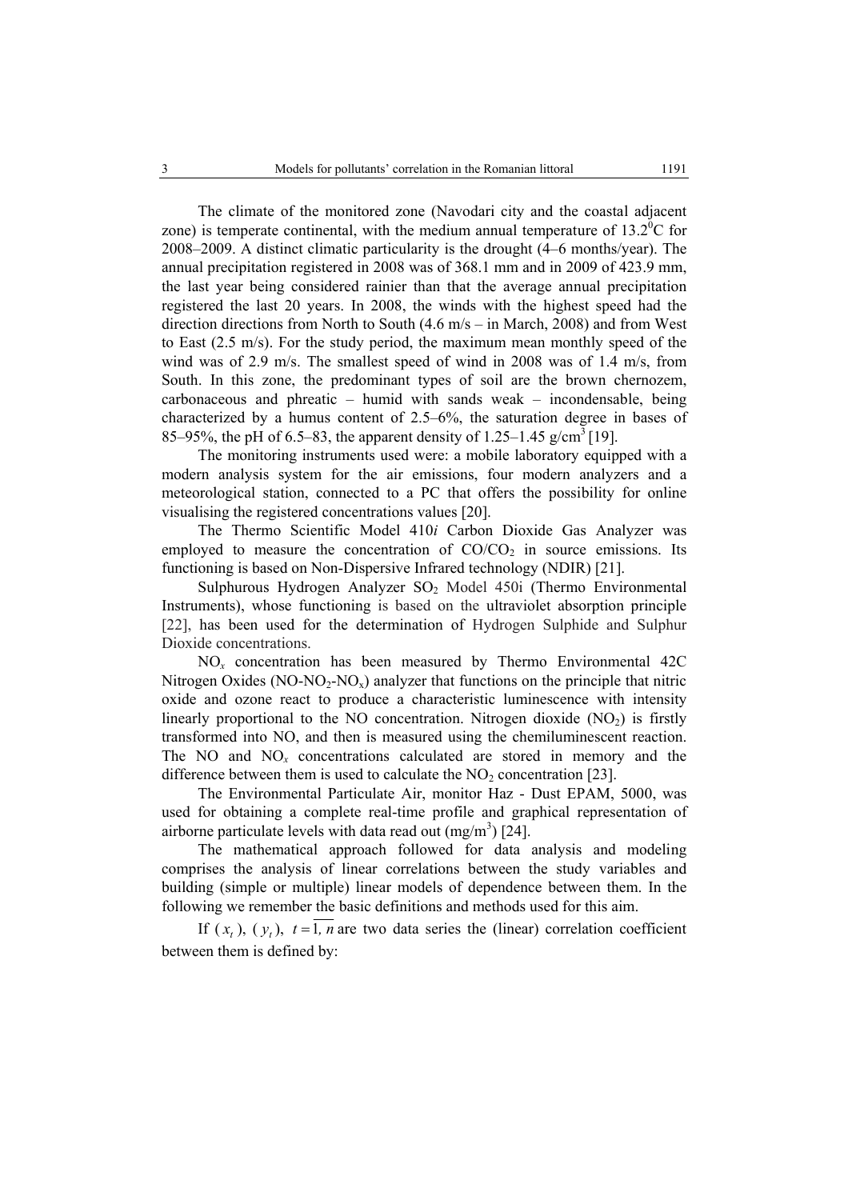The climate of the monitored zone (Navodari city and the coastal adjacent zone) is temperate continental, with the medium annual temperature of $13.2^0$C for 2008–2009. A distinct climatic particularity is the drought (4–6 months/year). The annual precipitation registered in 2008 was of 368.1 mm and in 2009 of 423.9 mm, the last year being considered rainier than that the average annual precipitation registered the last 20 years. In 2008, the winds with the highest speed had the direction directions from North to South (4.6 m/s – in March, 2008) and from West to East (2.5 m/s). For the study period, the maximum mean monthly speed of the wind was of 2.9 m/s. The smallest speed of wind in 2008 was of 1.4 m/s, from South. In this zone, the predominant types of soil are the brown chernozem, carbonaceous and phreatic – humid with sands weak – incondensable, being characterized by a humus content of 2.5–6%, the saturation degree in bases of 85–95%, the pH of 6.5–83, the apparent density of 1.25–1.45 g/cm$^3$ [19].

The monitoring instruments used were: a mobile laboratory equipped with a modern analysis system for the air emissions, four modern analyzers and a meteorological station, connected to a PC that offers the possibility for online visualising the registered concentrations values [20].

The Thermo Scientific Model 410*i* Carbon Dioxide Gas Analyzer was employed to measure the concentration of $CO/CO_2$ in source emissions. Its functioning is based on Non-Dispersive Infrared technology (NDIR) [21].

Sulphurous Hydrogen Analyzer $SO_2$ Model 450i (Thermo Environmental Instruments), whose functioning is based on the ultraviolet absorption principle [22], has been used for the determination of Hydrogen Sulphide and Sulphur Dioxide concentrations.

$NO_x$ concentration has been measured by Thermo Environmental 42C Nitrogen Oxides ($NO$-$NO_2$-$NO_x$) analyzer that functions on the principle that nitric oxide and ozone react to produce a characteristic luminescence with intensity linearly proportional to the NO concentration. Nitrogen dioxide ($NO_2$) is firstly transformed into NO, and then is measured using the chemiluminescent reaction. The NO and $NO_x$ concentrations calculated are stored in memory and the difference between them is used to calculate the $NO_2$ concentration [23].

The Environmental Particulate Air, monitor Haz - Dust EPAM, 5000, was used for obtaining a complete real-time profile and graphical representation of airborne particulate levels with data read out (mg/m$^3$) [24].

The mathematical approach followed for data analysis and modeling comprises the analysis of linear correlations between the study variables and building (simple or multiple) linear models of dependence between them. In the following we remember the basic definitions and methods used for this aim.

If $(x_t)$, $(y_t)$, $t = \overline{1, n}$ are two data series the (linear) correlation coefficient between them is defined by: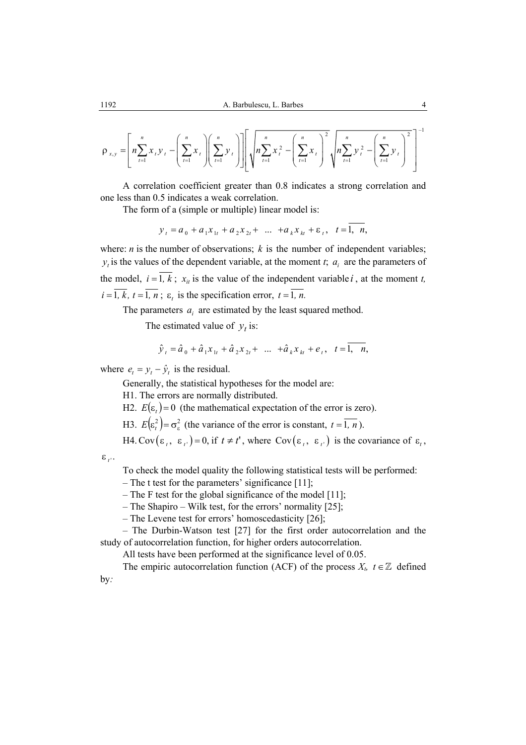$$\rho_{x,y} = \left[ n\sum_{t=1}^{n} x_t y_t - \left(\sum_{t=1}^{n} x_t\right)\left(\sum_{t=1}^{n} y_t\right) \right] \left[ \sqrt{n\sum_{t=1}^{n} x_t^2 - \left(\sum_{t=1}^{n} x_t\right)^2} \sqrt{n\sum_{t=1}^{n} y_t^2 - \left(\sum_{t=1}^{n} y_t\right)^2} \right]^{-1}$$

A correlation coefficient greater than 0.8 indicates a strong correlation and one less than 0.5 indicates a weak correlation.

The form of a (simple or multiple) linear model is:

$$y_t = a_0 + a_1 x_{1t} + a_2 x_{2t} + \ ... \ + a_k x_{kt} + \varepsilon_t, \quad t = \overline{1,\ n},$$

where: $n$ is the number of observations; $k$ is the number of independent variables; $y_t$ is the values of the dependent variable, at the moment $t$; $a_i$ are the parameters of the model, $i = \overline{1,\ k}$; $x_{it}$ is the value of the independent variable $i$, at the moment $t$, $i = \overline{1,\ k}$, $t = \overline{1,\ n}$; $\varepsilon_t$ is the specification error, $t = \overline{1,\ n}$.

The parameters $a_i$ are estimated by the least squared method.

The estimated value of $y_t$ is:

$$\hat{y}_t = \hat{a}_0 + \hat{a}_1 x_{1t} + \hat{a}_2 x_{2t} + \ ... \ + \hat{a}_k x_{kt} + e_t, \quad t = \overline{1,\ n},$$

where $e_t = y_t - \hat{y}_t$ is the residual.

Generally, the statistical hypotheses for the model are:

H1. The errors are normally distributed.

H2. $E(\varepsilon_t) = 0$ (the mathematical expectation of the error is zero).

H3. $E(\varepsilon_t^2) = \sigma_\varepsilon^2$ (the variance of the error is constant, $t = \overline{1,\ n}$).

H4. $\operatorname{Cov}(\varepsilon_t,\ \varepsilon_{t'}) = 0$, if $t \neq t'$, where $\operatorname{Cov}(\varepsilon_t,\ \varepsilon_{t'})$ is the covariance of $\varepsilon_t$, $\varepsilon_{t'}$.

To check the model quality the following statistical tests will be performed:

– The t test for the parameters' significance [11];

– The F test for the global significance of the model [11];

– The Shapiro – Wilk test, for the errors' normality [25];

– The Levene test for errors' homoscedasticity [26];

– The Durbin-Watson test [27] for the first order autocorrelation and the study of autocorrelation function, for higher orders autocorrelation.

All tests have been performed at the significance level of 0.05.

The empiric autocorrelation function (ACF) of the process $X_t$, $t \in \mathbb{Z}$ defined by*:*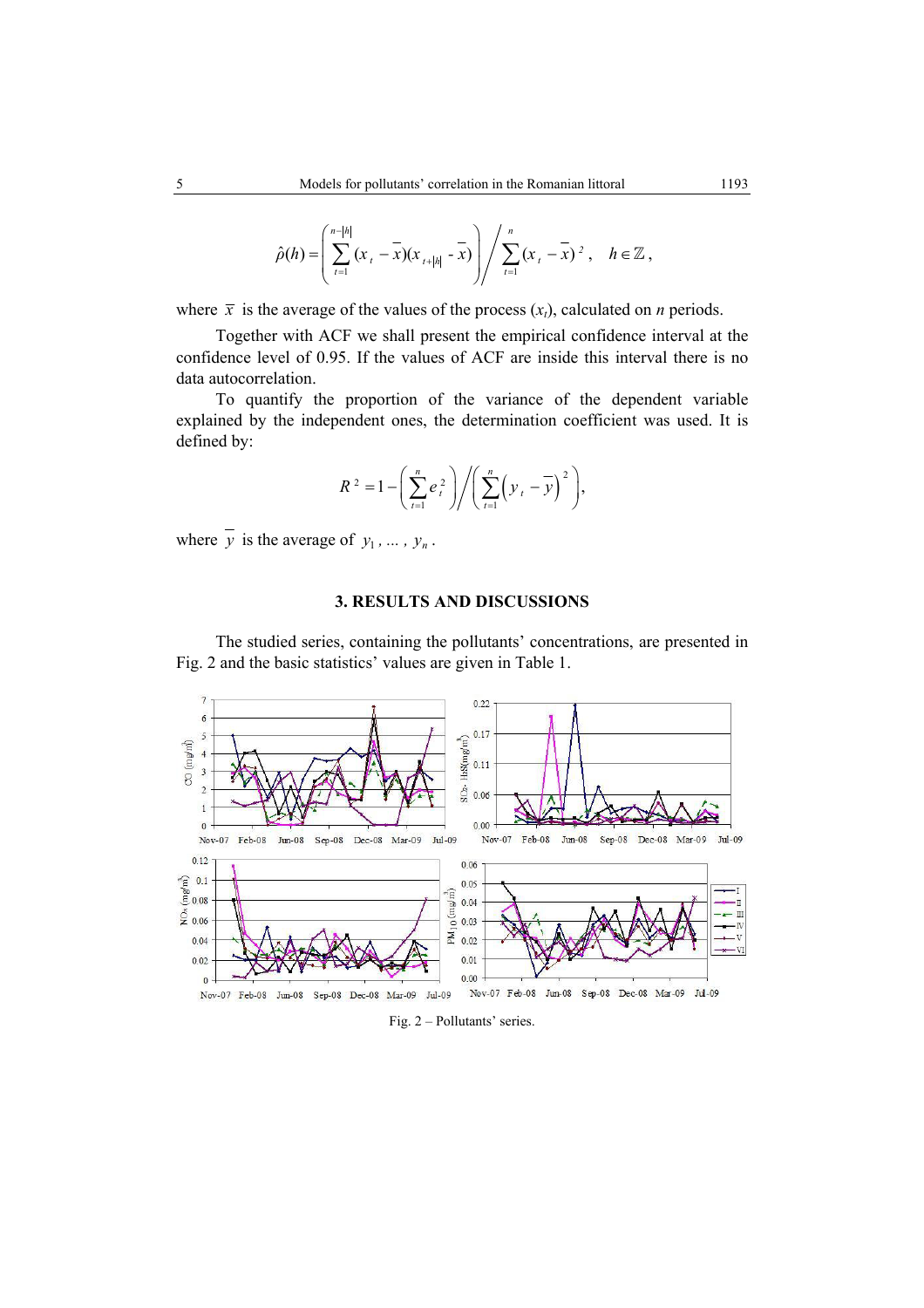$$\hat{\rho}(h) = \left( \sum_{t=1}^{n-|h|} (x_t - \bar{x})(x_{t+|h|} - \bar{x}) \right) \Bigg/ \sum_{t=1}^{n} (x_t - \bar{x})^2, \quad h \in \mathbb{Z},$$

where $\bar{x}$ is the average of the values of the process $(x_t)$, calculated on $n$ periods.

Together with ACF we shall present the empirical confidence interval at the confidence level of 0.95. If the values of ACF are inside this interval there is no data autocorrelation.

To quantify the proportion of the variance of the dependent variable explained by the independent ones, the determination coefficient was used. It is defined by:

$$R^2 = 1 - \left( \sum_{t=1}^{n} e_t^2 \right) \Bigg/ \left( \sum_{t=1}^{n} \left( y_t - \bar{y} \right)^2 \right),$$

where $\bar{y}$ is the average of $y_1, \ldots, y_n$.

## 3. RESULTS AND DISCUSSIONS

The studied series, containing the pollutants' concentrations, are presented in Fig. 2 and the basic statistics' values are given in Table 1.

Fig. 2 – Pollutants' series.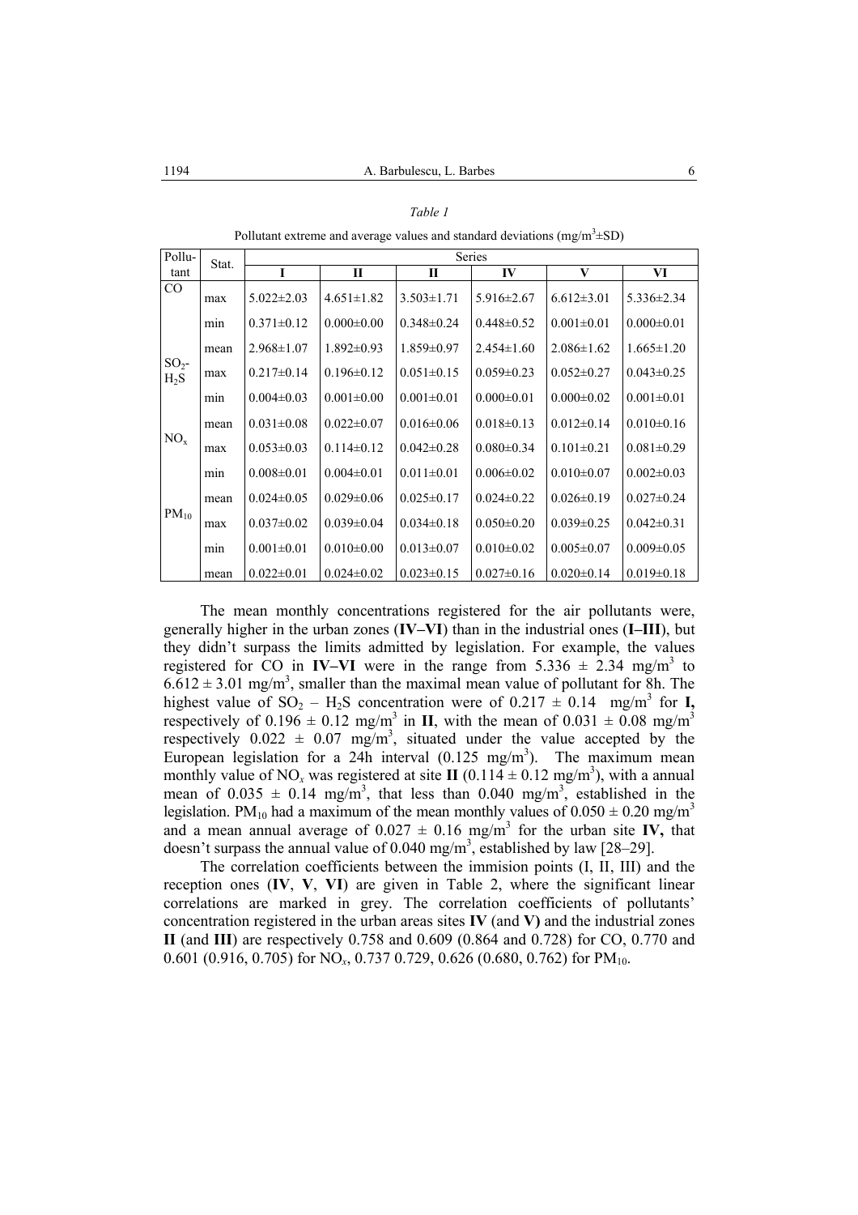*Table 1*

Pollutant extreme and average values and standard deviations (mg/m$^3$±SD)

| Pollu-tant | Stat. | Series | | | | | |
|---|---|---|---|---|---|---|---|
| | | I | II | II | IV | V | VI |
| CO | max | 5.022±2.03 | 4.651±1.82 | 3.503±1.71 | 5.916±2.67 | 6.612±3.01 | 5.336±2.34 |
| | min | 0.371±0.12 | 0.000±0.00 | 0.348±0.24 | 0.448±0.52 | 0.001±0.01 | 0.000±0.01 |
| | mean | 2.968±1.07 | 1.892±0.93 | 1.859±0.97 | 2.454±1.60 | 2.086±1.62 | 1.665±1.20 |
| $SO_2$-$H_2S$ | max | 0.217±0.14 | 0.196±0.12 | 0.051±0.15 | 0.059±0.23 | 0.052±0.27 | 0.043±0.25 |
| | min | 0.004±0.03 | 0.001±0.00 | 0.001±0.01 | 0.000±0.01 | 0.000±0.02 | 0.001±0.01 |
| | mean | 0.031±0.08 | 0.022±0.07 | 0.016±0.06 | 0.018±0.13 | 0.012±0.14 | 0.010±0.16 |
| $NO_x$ | max | 0.053±0.03 | 0.114±0.12 | 0.042±0.28 | 0.080±0.34 | 0.101±0.21 | 0.081±0.29 |
| | min | 0.008±0.01 | 0.004±0.01 | 0.011±0.01 | 0.006±0.02 | 0.010±0.07 | 0.002±0.03 |
| | mean | 0.024±0.05 | 0.029±0.06 | 0.025±0.17 | 0.024±0.22 | 0.026±0.19 | 0.027±0.24 |
| $PM_{10}$ | max | 0.037±0.02 | 0.039±0.04 | 0.034±0.18 | 0.050±0.20 | 0.039±0.25 | 0.042±0.31 |
| | min | 0.001±0.01 | 0.010±0.00 | 0.013±0.07 | 0.010±0.02 | 0.005±0.07 | 0.009±0.05 |
| | mean | 0.022±0.01 | 0.024±0.02 | 0.023±0.15 | 0.027±0.16 | 0.020±0.14 | 0.019±0.18 |

The mean monthly concentrations registered for the air pollutants were, generally higher in the urban zones (**IV–VI**) than in the industrial ones (**I–III**), but they didn't surpass the limits admitted by legislation. For example, the values registered for CO in **IV–VI** were in the range from 5.336 ± 2.34 mg/m$^3$ to 6.612 ± 3.01 mg/m$^3$, smaller than the maximal mean value of pollutant for 8h. The highest value of $SO_2$ – $H_2S$ concentration were of 0.217 ± 0.14 mg/m$^3$ for **I,** respectively of 0.196 ± 0.12 mg/m$^3$ in **II**, with the mean of 0.031 ± 0.08 mg/m$^3$ respectively 0.022 ± 0.07 mg/m$^3$, situated under the value accepted by the European legislation for a 24h interval (0.125 mg/m$^3$). The maximum mean monthly value of $NO_x$ was registered at site **II** (0.114 ± 0.12 mg/m$^3$), with a annual mean of 0.035 ± 0.14 mg/m$^3$, that less than 0.040 mg/m$^3$, established in the legislation. $PM_{10}$ had a maximum of the mean monthly values of 0.050 ± 0.20 mg/m$^3$ and a mean annual average of 0.027 ± 0.16 mg/m$^3$ for the urban site **IV,** that doesn't surpass the annual value of 0.040 mg/m$^3$, established by law [28–29].

The correlation coefficients between the immision points (I, II, III) and the reception ones (**IV**, **V**, **VI**) are given in Table 2, where the significant linear correlations are marked in grey. The correlation coefficients of pollutants' concentration registered in the urban areas sites **IV** (and **V)** and the industrial zones **II** (and **III**) are respectively 0.758 and 0.609 (0.864 and 0.728) for CO, 0.770 and 0.601 (0.916, 0.705) for $NO_x$, 0.737 0.729, 0.626 (0.680, 0.762) for $PM_{10}$.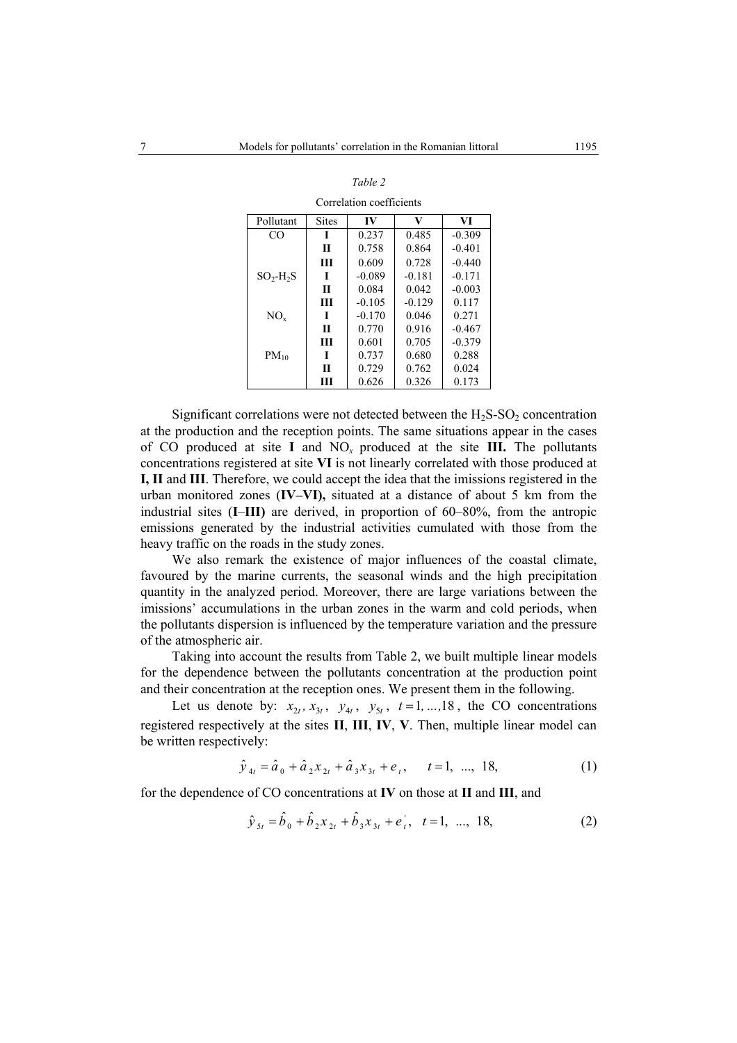*Table 2*

Correlation coefficients

| Pollutant | Sites | IV | V | VI |
|---|---|---|---|---|
| CO | **I** | 0.237 | 0.485 | -0.309 |
| | **II** | 0.758 | 0.864 | -0.401 |
| | **III** | 0.609 | 0.728 | -0.440 |
| $SO_2$-$H_2S$ | **I** | -0.089 | -0.181 | -0.171 |
| | **II** | 0.084 | 0.042 | -0.003 |
| | **III** | -0.105 | -0.129 | 0.117 |
| $NO_x$ | **I** | -0.170 | 0.046 | 0.271 |
| | **II** | 0.770 | 0.916 | -0.467 |
| | **III** | 0.601 | 0.705 | -0.379 |
| $PM_{10}$ | **I** | 0.737 | 0.680 | 0.288 |
| | **II** | 0.729 | 0.762 | 0.024 |
| | **III** | 0.626 | 0.326 | 0.173 |

Significant correlations were not detected between the $H_2S$-$SO_2$ concentration at the production and the reception points. The same situations appear in the cases of CO produced at site **I** and $NO_x$ produced at the site **III.** The pollutants concentrations registered at site **VI** is not linearly correlated with those produced at **I, II** and **III**. Therefore, we could accept the idea that the imissions registered in the urban monitored zones (**IV–VI),** situated at a distance of about 5 km from the industrial sites (**I**–**III)** are derived, in proportion of 60–80%, from the antropic emissions generated by the industrial activities cumulated with those from the heavy traffic on the roads in the study zones.

We also remark the existence of major influences of the coastal climate, favoured by the marine currents, the seasonal winds and the high precipitation quantity in the analyzed period. Moreover, there are large variations between the imissions' accumulations in the urban zones in the warm and cold periods, when the pollutants dispersion is influenced by the temperature variation and the pressure of the atmospheric air.

Taking into account the results from Table 2, we built multiple linear models for the dependence between the pollutants concentration at the production point and their concentration at the reception ones. We present them in the following.

Let us denote by: $x_{2t}, x_{3t}, \; y_{4t}, \; y_{5t}, \; t = 1, ..., 18$, the CO concentrations registered respectively at the sites **II**, **III**, **IV**, **V**. Then, multiple linear model can be written respectively:

$$\hat{y}_{4t} = \hat{a}_0 + \hat{a}_2 x_{2t} + \hat{a}_3 x_{3t} + e_t, \qquad t = 1, \; ..., \; 18, \tag{1}$$

for the dependence of CO concentrations at **IV** on those at **II** and **III**, and

$$\hat{y}_{5t} = \hat{b}_0 + \hat{b}_2 x_{2t} + \hat{b}_3 x_{3t} + e_t^{'}, \quad t = 1, \; ..., \; 18, \tag{2}$$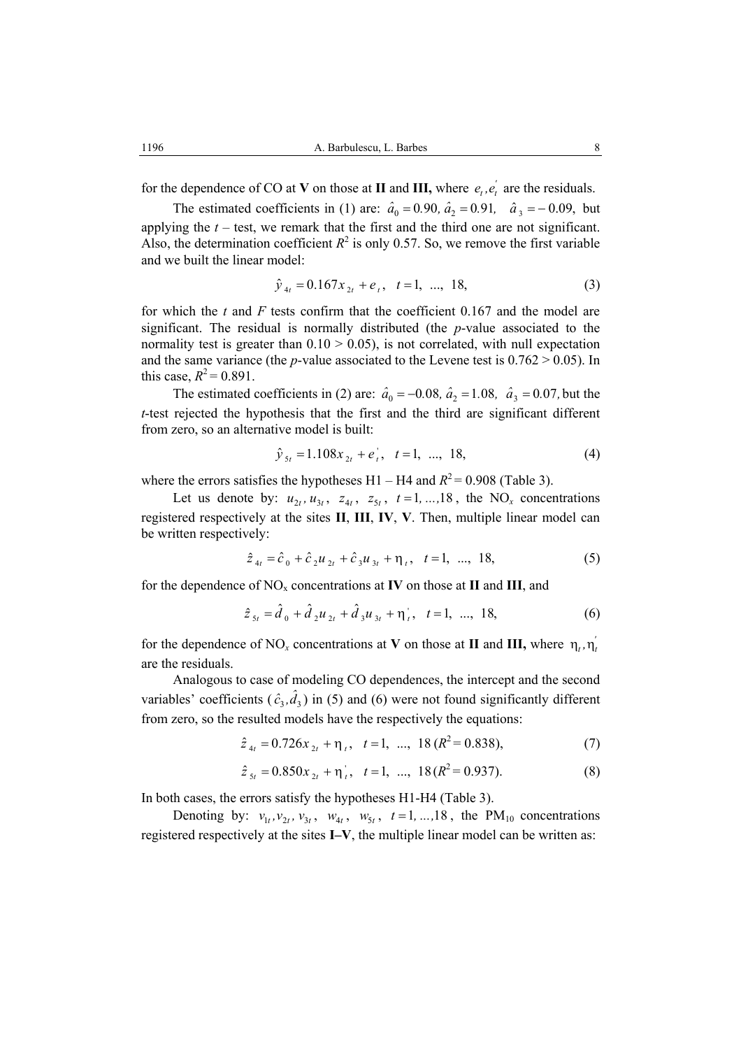for the dependence of CO at **V** on those at **II** and **III,** where $e_t, e_t^{'}$ are the residuals.

The estimated coefficients in (1) are: $\hat{a}_0 = 0.90,\ \hat{a}_2 = 0.91,\ \ \hat{a}_3 = -0.09,$ but applying the $t$ – test, we remark that the first and the third one are not significant. Also, the determination coefficient $R^2$ is only 0.57. So, we remove the first variable and we built the linear model:

$$\hat{y}_{4t} = 0.167 x_{2t} + e_t, \quad t = 1,\ ...,\ 18, \tag{3}$$

for which the $t$ and $F$ tests confirm that the coefficient 0.167 and the model are significant. The residual is normally distributed (the $p$-value associated to the normality test is greater than 0.10 > 0.05), is not correlated, with null expectation and the same variance (the $p$-value associated to the Levene test is 0.762 > 0.05). In this case, $R^2$ = 0.891.

The estimated coefficients in (2) are: $\hat{a}_0 = -0.08,\ \hat{a}_2 = 1.08,\ \ \hat{a}_3 = 0.07,$ but the $t$-test rejected the hypothesis that the first and the third are significant different from zero, so an alternative model is built:

$$\hat{y}_{5t} = 1.108 x_{2t} + e_t^{'}, \quad t = 1,\ ...,\ 18, \tag{4}$$

where the errors satisfies the hypotheses H1 – H4 and $R^2$ = 0.908 (Table 3).

Let us denote by: $u_{2t}, u_{3t},\ z_{4t},\ z_{5t},\ t = 1, ..., 18$, the $NO_x$ concentrations registered respectively at the sites **II**, **III**, **IV**, **V**. Then, multiple linear model can be written respectively:

$$\hat{z}_{4t} = \hat{c}_0 + \hat{c}_2 u_{2t} + \hat{c}_3 u_{3t} + \eta_t, \quad t = 1,\ ...,\ 18, \tag{5}$$

for the dependence of $NO_x$ concentrations at **IV** on those at **II** and **III**, and

$$\hat{z}_{5t} = \hat{d}_0 + \hat{d}_2 u_{2t} + \hat{d}_3 u_{3t} + \eta_t^{'}, \quad t = 1,\ ...,\ 18, \tag{6}$$

for the dependence of $NO_x$ concentrations at **V** on those at **II** and **III,** where $\eta_t, \eta_t^{'}$ are the residuals.

Analogous to case of modeling CO dependences, the intercept and the second variables' coefficients ($\hat{c}_3, \hat{d}_3$) in (5) and (6) were not found significantly different from zero, so the resulted models have the respectively the equations:

$$\hat{z}_{4t} = 0.726 x_{2t} + \eta_t, \quad t = 1,\ ...,\ 18\ (R^2 = 0.838), \tag{7}$$

$$\hat{z}_{5t} = 0.850 x_{2t} + \eta_t^{'}, \quad t = 1,\ ...,\ 18\ (R^2 = 0.937). \tag{8}$$

In both cases, the errors satisfy the hypotheses H1-H4 (Table 3).

Denoting by: $v_{1t}, v_{2t}, v_{3t},\ w_{4t},\ w_{5t},\ t = 1, ..., 18$, the $PM_{10}$ concentrations registered respectively at the sites **I–V**, the multiple linear model can be written as: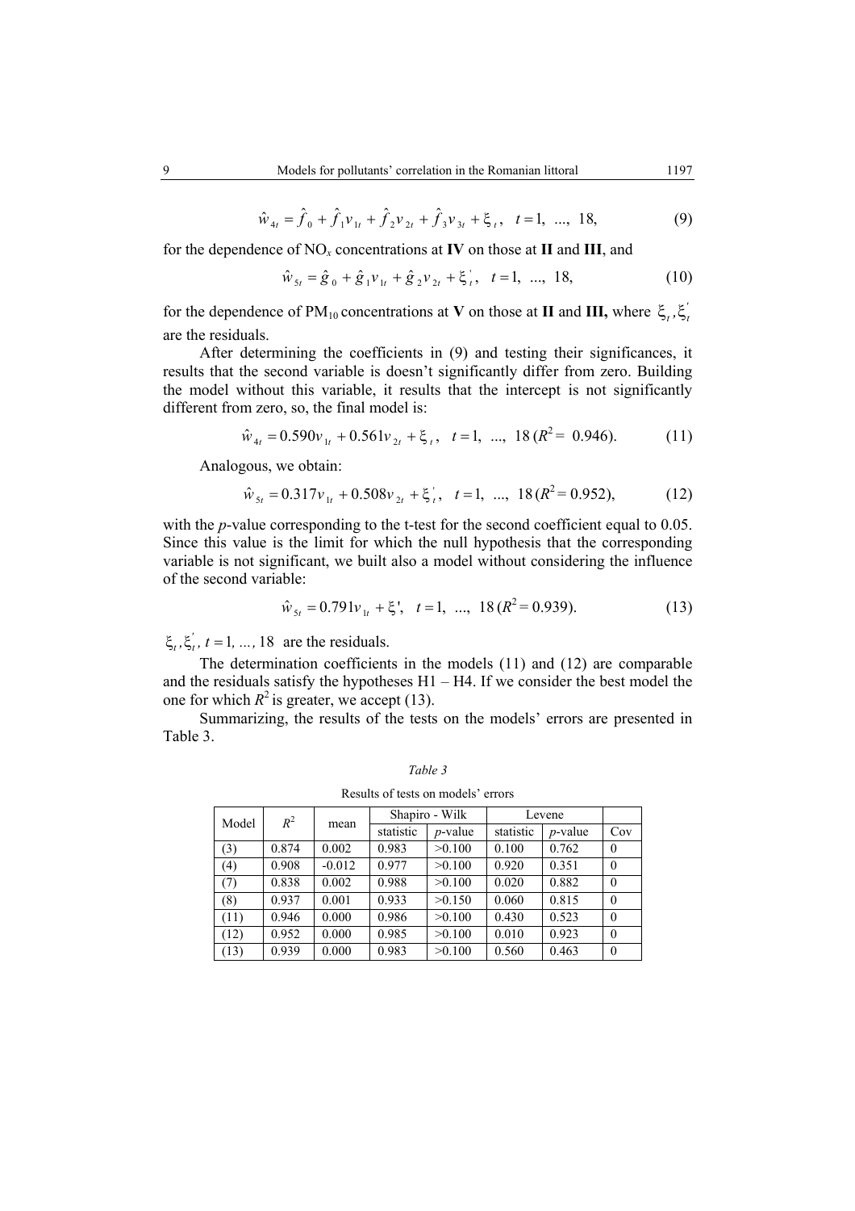$$\hat{w}_{4t} = \hat{f}_0 + \hat{f}_1 v_{1t} + \hat{f}_2 v_{2t} + \hat{f}_3 v_{3t} + \xi_t, \quad t = 1, \ ..., \ 18, \tag{9}$$

for the dependence of $NO_x$ concentrations at **IV** on those at **II** and **III**, and

$$\hat{w}_{5t} = \hat{g}_0 + \hat{g}_1 v_{1t} + \hat{g}_2 v_{2t} + \xi'_t, \quad t = 1, \ ..., \ 18, \tag{10}$$

for the dependence of $PM_{10}$ concentrations at **V** on those at **II** and **III,** where $\xi_t, \xi'_t$ are the residuals.

After determining the coefficients in (9) and testing their significances, it results that the second variable is doesn't significantly differ from zero. Building the model without this variable, it results that the intercept is not significantly different from zero, so, the final model is:

$$\hat{w}_{4t} = 0.590 v_{1t} + 0.561 v_{2t} + \xi_t, \quad t = 1, \ ..., \ 18 \ (R^2 = \ 0.946). \tag{11}$$

Analogous, we obtain:

$$\hat{w}_{5t} = 0.317 v_{1t} + 0.508 v_{2t} + \xi'_t, \quad t = 1, \ ..., \ 18 \ (R^2 = 0.952), \tag{12}$$

with the *p*-value corresponding to the t-test for the second coefficient equal to 0.05. Since this value is the limit for which the null hypothesis that the corresponding variable is not significant, we built also a model without considering the influence of the second variable:

$$\hat{w}_{5t} = 0.791 v_{1t} + \xi', \quad t = 1, \ ..., \ 18 \ (R^2 = 0.939). \tag{13}$$

$\xi_t, \xi'_t, \ t = 1, \ ..., \ 18$ are the residuals.

The determination coefficients in the models (11) and (12) are comparable and the residuals satisfy the hypotheses H1 – H4. If we consider the best model the one for which $R^2$ is greater, we accept (13).

Summarizing, the results of the tests on the models' errors are presented in Table 3.

*Table 3*

Results of tests on models' errors

| Model | $R^2$ | mean | Shapiro - Wilk | | Levene | | |
|---|---|---|---|---|---|---|---|
| | | | statistic | *p*-value | statistic | *p*-value | Cov |
| (3) | 0.874 | 0.002 | 0.983 | >0.100 | 0.100 | 0.762 | 0 |
| (4) | 0.908 | -0.012 | 0.977 | >0.100 | 0.920 | 0.351 | 0 |
| (7) | 0.838 | 0.002 | 0.988 | >0.100 | 0.020 | 0.882 | 0 |
| (8) | 0.937 | 0.001 | 0.933 | >0.150 | 0.060 | 0.815 | 0 |
| (11) | 0.946 | 0.000 | 0.986 | >0.100 | 0.430 | 0.523 | 0 |
| (12) | 0.952 | 0.000 | 0.985 | >0.100 | 0.010 | 0.923 | 0 |
| (13) | 0.939 | 0.000 | 0.983 | >0.100 | 0.560 | 0.463 | 0 |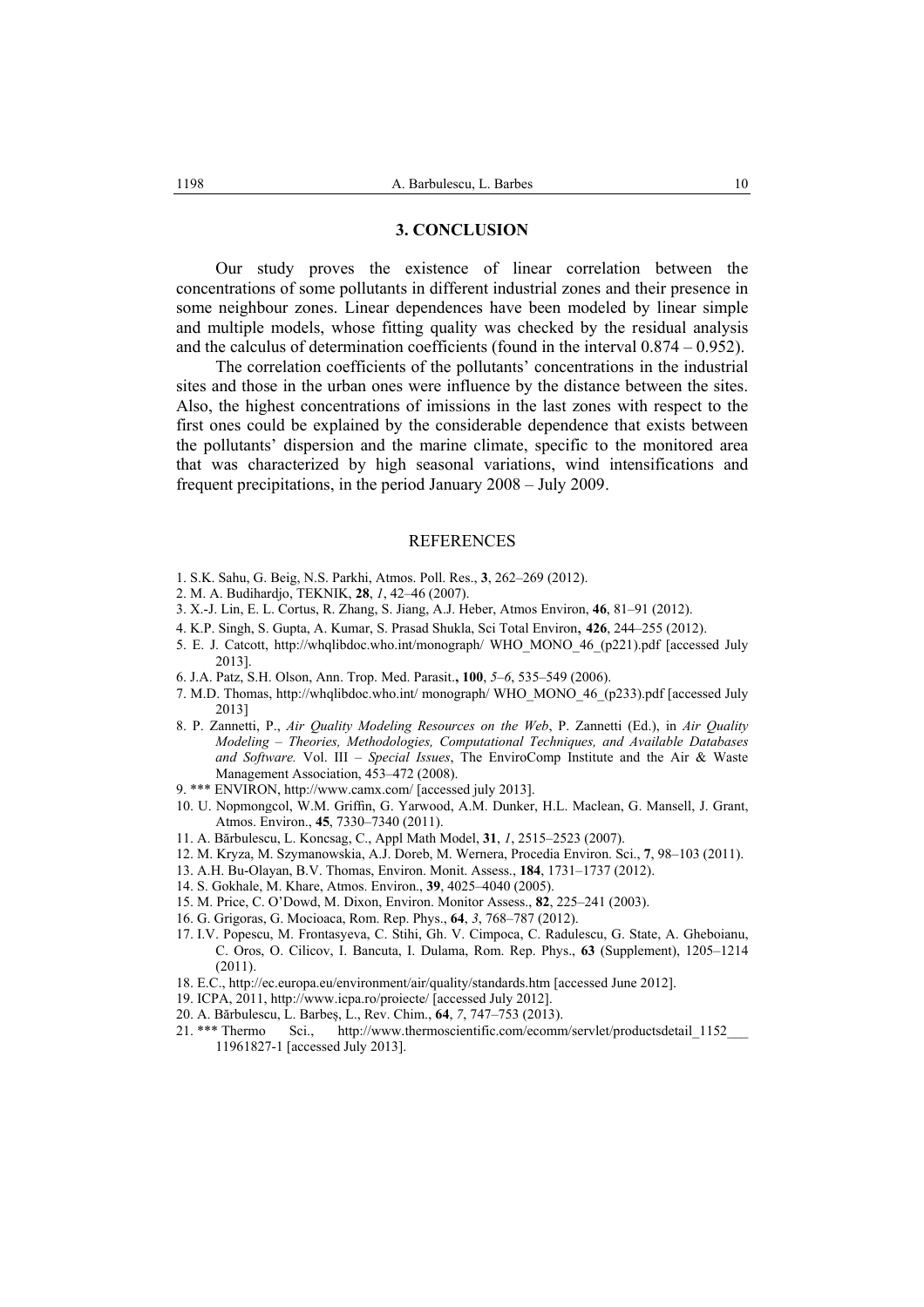## 3. CONCLUSION

Our study proves the existence of linear correlation between the concentrations of some pollutants in different industrial zones and their presence in some neighbour zones. Linear dependences have been modeled by linear simple and multiple models, whose fitting quality was checked by the residual analysis and the calculus of determination coefficients (found in the interval 0.874 – 0.952).

The correlation coefficients of the pollutants' concentrations in the industrial sites and those in the urban ones were influence by the distance between the sites. Also, the highest concentrations of imissions in the last zones with respect to the first ones could be explained by the considerable dependence that exists between the pollutants' dispersion and the marine climate, specific to the monitored area that was characterized by high seasonal variations, wind intensifications and frequent precipitations, in the period January 2008 – July 2009.

## REFERENCES

1. S.K. Sahu, G. Beig, N.S. Parkhi, Atmos. Poll. Res., **3**, 262–269 (2012).
2. M. A. Budihardjo, TEKNIK, **28**, *1*, 42–46 (2007).
3. X.-J. Lin, E. L. Cortus, R. Zhang, S. Jiang, A.J. Heber, Atmos Environ, **46**, 81–91 (2012).
4. K.P. Singh, S. Gupta, A. Kumar, S. Prasad Shukla, Sci Total Environ**,** **426**, 244–255 (2012).
5. E. J. Catcott, http://whqlibdoc.who.int/monograph/ WHO_MONO_46_(p221).pdf [accessed July 2013].
6. J.A. Patz, S.H. Olson, Ann. Trop. Med. Parasit.**,** **100**, *5–6*, 535–549 (2006).
7. M.D. Thomas, http://whqlibdoc.who.int/ monograph/ WHO_MONO_46_(p233).pdf [accessed July 2013]
8. P. Zannetti, P., *Air Quality Modeling Resources on the Web*, P. Zannetti (Ed.), in *Air Quality Modeling – Theories, Methodologies, Computational Techniques, and Available Databases and Software.* Vol. III – *Special Issues*, The EnviroComp Institute and the Air & Waste Management Association, 453–472 (2008).
9. *** ENVIRON, http://www.camx.com/ [accessed july 2013].
10. U. Nopmongcol, W.M. Griffin, G. Yarwood, A.M. Dunker, H.L. Maclean, G. Mansell, J. Grant, Atmos. Environ., **45**, 7330–7340 (2011).
11. A. Bărbulescu, L. Koncsag, C., Appl Math Model, **31**, *1*, 2515–2523 (2007).
12. M. Kryza, M. Szymanowskia, A.J. Doreb, M. Wernera, Procedia Environ. Sci., **7**, 98–103 (2011).
13. A.H. Bu-Olayan, B.V. Thomas, Environ. Monit. Assess., **184**, 1731–1737 (2012).
14. S. Gokhale, M. Khare, Atmos. Environ., **39**, 4025–4040 (2005).
15. M. Price, C. O'Dowd, M. Dixon, Environ. Monitor Assess., **82**, 225–241 (2003).
16. G. Grigoras, G. Mocioaca, Rom. Rep. Phys., **64**, *3*, 768–787 (2012).
17. I.V. Popescu, M. Frontasyeva, C. Stihi, Gh. V. Cimpoca, C. Radulescu, G. State, A. Gheboianu, C. Oros, O. Cilicov, I. Bancuta, I. Dulama, Rom. Rep. Phys., **63** (Supplement), 1205–1214 (2011).
18. E.C., http://ec.europa.eu/environment/air/quality/standards.htm [accessed June 2012].
19. ICPA, 2011, http://www.icpa.ro/proiecte/ [accessed July 2012].
20. A. Bărbulescu, L. Barbeş, L., Rev. Chim., **64**, *7*, 747–753 (2013).
21. *** Thermo Sci., http://www.thermoscientific.com/ecomm/servlet/productsdetail_1152___ 11961827-1 [accessed July 2013].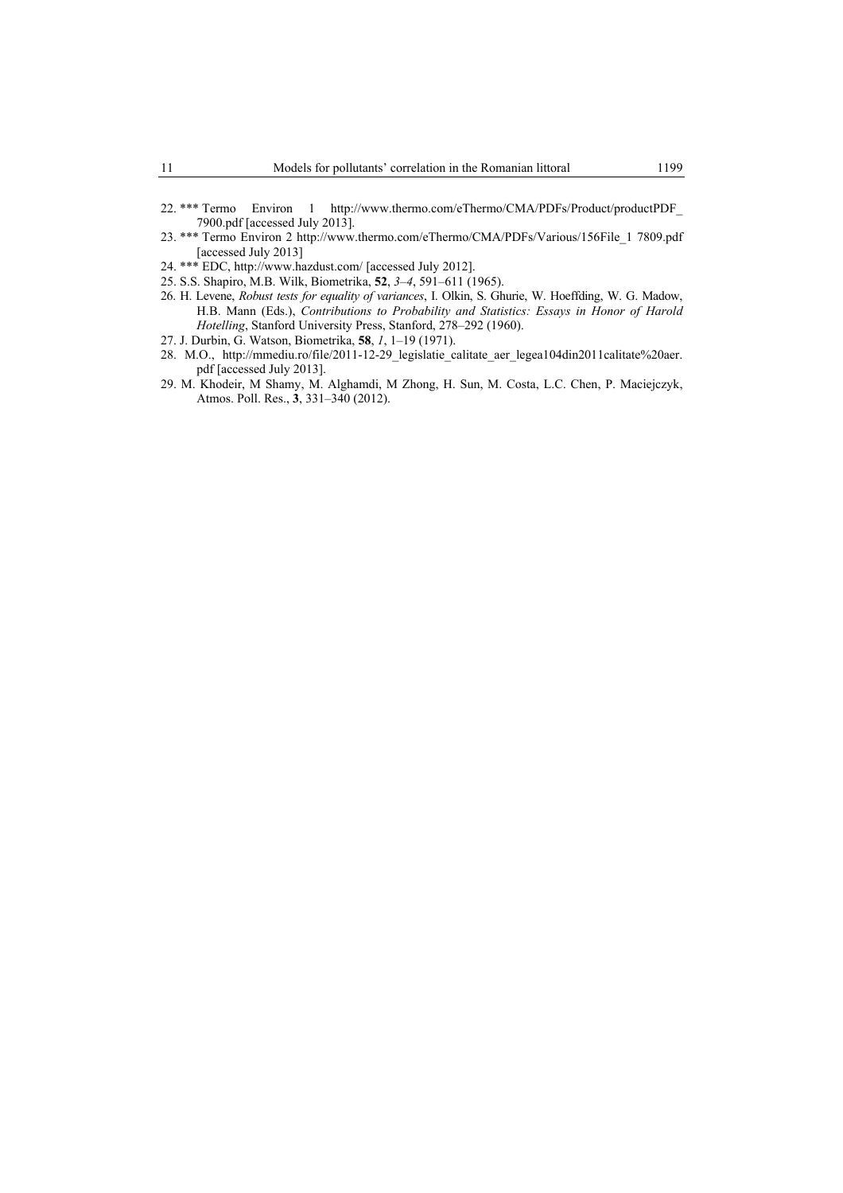22. *** Termo Environ 1 http://www.thermo.com/eThermo/CMA/PDFs/Product/productPDF_7900.pdf [accessed July 2013].
23. *** Termo Environ 2 http://www.thermo.com/eThermo/CMA/PDFs/Various/156File_1 7809.pdf [accessed July 2013]
24. *** EDC, http://www.hazdust.com/ [accessed July 2012].
25. S.S. Shapiro, M.B. Wilk, Biometrika, **52**, *3–4*, 591–611 (1965).
26. H. Levene, *Robust tests for equality of variances*, I. Olkin, S. Ghurie, W. Hoeffding, W. G. Madow, H.B. Mann (Eds.), *Contributions to Probability and Statistics: Essays in Honor of Harold Hotelling*, Stanford University Press, Stanford, 278–292 (1960).
27. J. Durbin, G. Watson, Biometrika, **58**, *1*, 1–19 (1971).
28. M.O., http://mmediu.ro/file/2011-12-29_legislatie_calitate_aer_legea104din2011calitate%20aer.pdf [accessed July 2013].
29. M. Khodeir, M Shamy, M. Alghamdi, M Zhong, H. Sun, M. Costa, L.C. Chen, P. Maciejczyk, Atmos. Poll. Res., **3**, 331–340 (2012).